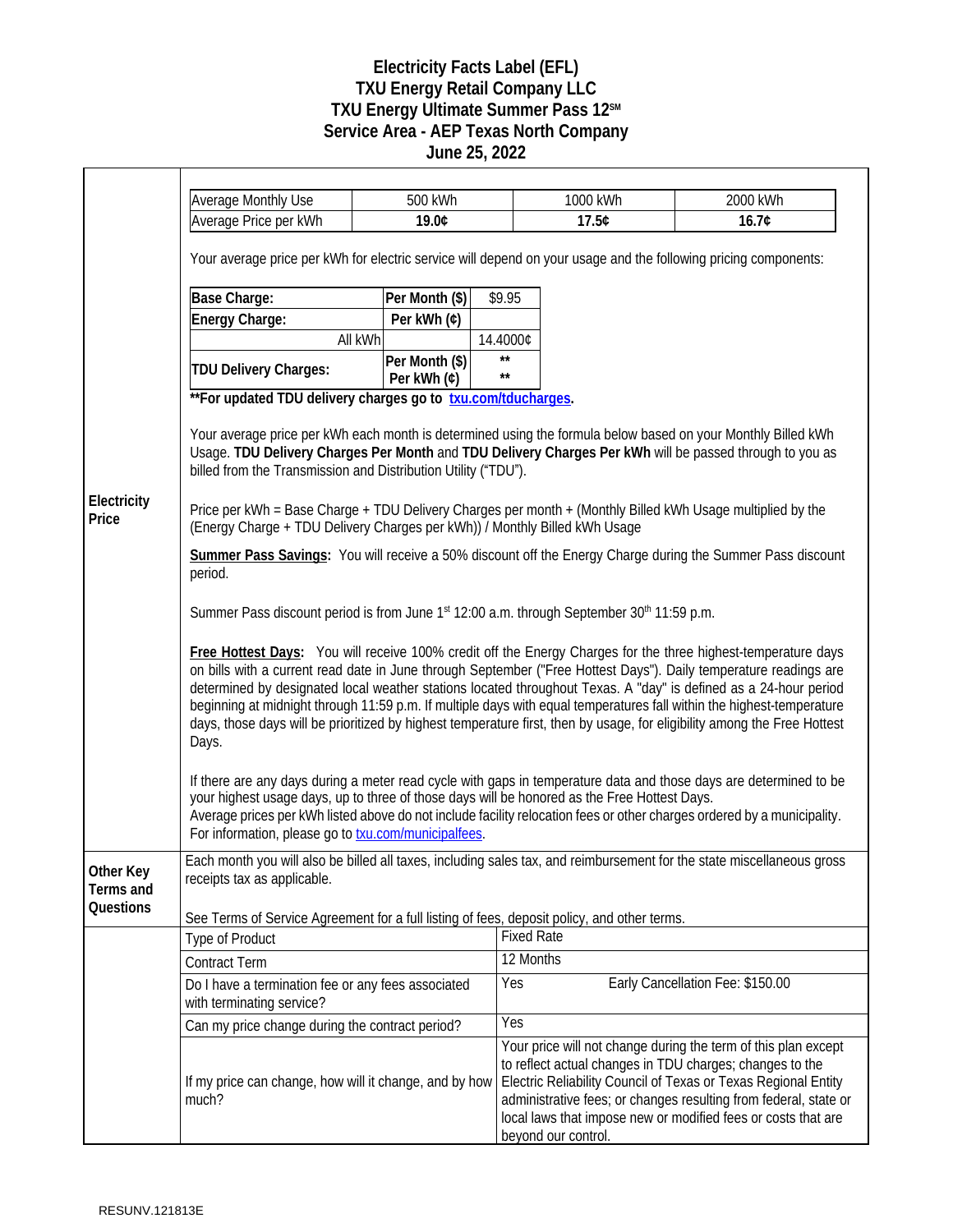# Electricity Facts Label (EFL)
# TXU Energy Retail Company LLC
# TXU Energy Ultimate Summer Pass 12℠
# Service Area - AEP Texas North Company
# June 25, 2022

## Electricity Price

| Average Monthly Use | 500 kWh | 1000 kWh | 2000 kWh |
|---|---|---|---|
| Average Price per kWh | **19.0¢** | **17.5¢** | **16.7¢** |

Your average price per kWh for electric service will depend on your usage and the following pricing components:

| | | |
|---|---|---|
| **Base Charge:** | **Per Month ($)** | $9.95 |
| **Energy Charge:** | **Per kWh (¢)** | |
| All kWh | | 14.4000¢ |
| **TDU Delivery Charges:** | **Per Month ($)** | ** |
| | **Per kWh (¢)** | ** |

****For updated TDU delivery charges go to txu.com/tducharges.**

Your average price per kWh each month is determined using the formula below based on your Monthly Billed kWh Usage. **TDU Delivery Charges Per Month** and **TDU Delivery Charges Per kWh** will be passed through to you as billed from the Transmission and Distribution Utility ("TDU").

Price per kWh = Base Charge + TDU Delivery Charges per month + (Monthly Billed kWh Usage multiplied by the (Energy Charge + TDU Delivery Charges per kWh)) / Monthly Billed kWh Usage

**Summer Pass Savings:** You will receive a 50% discount off the Energy Charge during the Summer Pass discount period.

Summer Pass discount period is from June 1st 12:00 a.m. through September 30th 11:59 p.m.

**Free Hottest Days:** You will receive 100% credit off the Energy Charges for the three highest-temperature days on bills with a current read date in June through September ("Free Hottest Days"). Daily temperature readings are determined by designated local weather stations located throughout Texas. A "day" is defined as a 24-hour period beginning at midnight through 11:59 p.m. If multiple days with equal temperatures fall within the highest-temperature days, those days will be prioritized by highest temperature first, then by usage, for eligibility among the Free Hottest Days.

If there are any days during a meter read cycle with gaps in temperature data and those days are determined to be your highest usage days, up to three of those days will be honored as the Free Hottest Days.
Average prices per kWh listed above do not include facility relocation fees or other charges ordered by a municipality. For information, please go to txu.com/municipalfees.

## Other Key Terms and Questions

Each month you will also be billed all taxes, including sales tax, and reimbursement for the state miscellaneous gross receipts tax as applicable.

See Terms of Service Agreement for a full listing of fees, deposit policy, and other terms.

| | |
|---|---|
| Type of Product | Fixed Rate |
| Contract Term | 12 Months |
| Do I have a termination fee or any fees associated with terminating service? | Yes — Early Cancellation Fee: $150.00 |
| Can my price change during the contract period? | Yes |
| If my price can change, how will it change, and by how much? | Your price will not change during the term of this plan except to reflect actual changes in TDU charges; changes to the Electric Reliability Council of Texas or Texas Regional Entity administrative fees; or changes resulting from federal, state or local laws that impose new or modified fees or costs that are beyond our control. |

RESUNV.121813E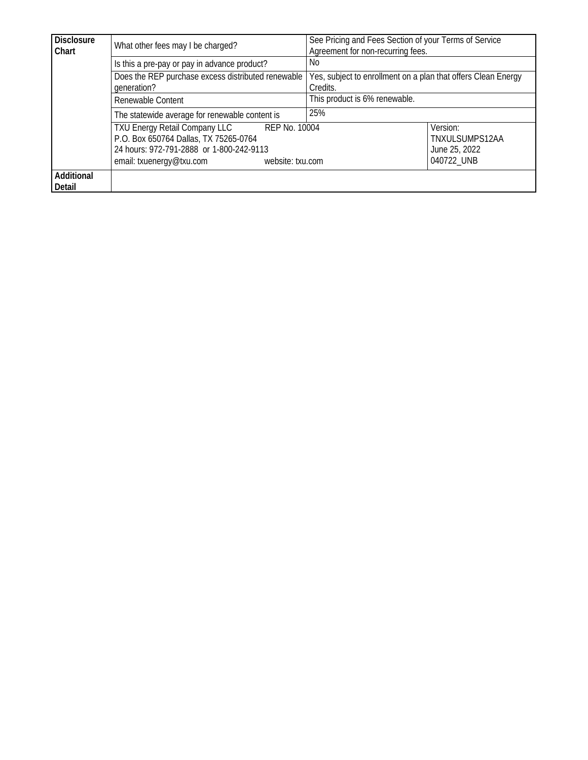| | | | |
|---|---|---|---|
| **Disclosure Chart** | What other fees may I be charged? | See Pricing and Fees Section of your Terms of Service Agreement for non-recurring fees. | |
| | Is this a pre-pay or pay in advance product? | No | |
| | Does the REP purchase excess distributed renewable generation? | Yes, subject to enrollment on a plan that offers Clean Energy Credits. | |
| | Renewable Content | This product is 6% renewable. | |
| | The statewide average for renewable content is | 25% | |
| | TXU Energy Retail Company LLC REP No. 10004<br>P.O. Box 650764 Dallas, TX 75265-0764<br>24 hours: 972-791-2888 or 1-800-242-9113<br>email: txuenergy@txu.com website: txu.com | | Version:<br>TNXULSUMPS12AA<br>June 25, 2022<br>040722_UNB |
| **Additional Detail** | | | |